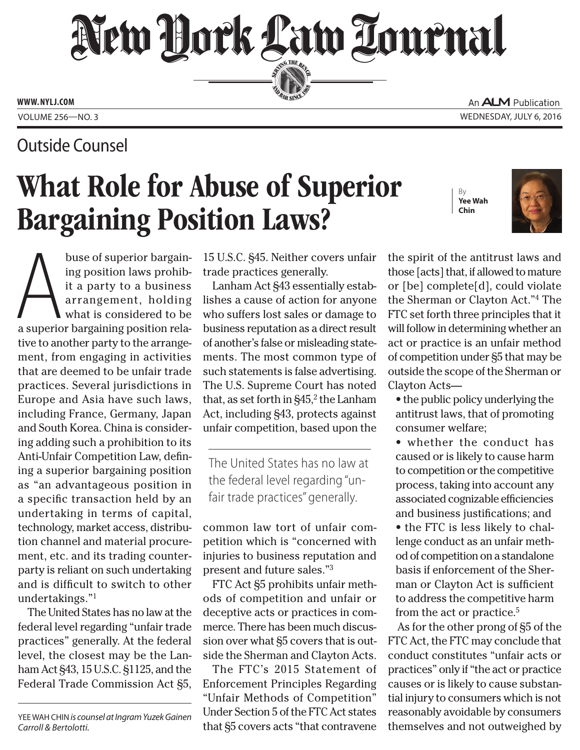Outside Counsel

# What Role for Abuse of Superior Bargaining Position Laws?

By **Yee Wah Chin**

Abuse of superior bargaining position laws prohibit a party to a business arrangement, holding what is considered to be a superior bargaining position relative to another party to the arrangement, from engaging in activities that are deemed to be unfair trade practices. Several jurisdictions in Europe and Asia have such laws, including France, Germany, Japan and South Korea. China is considering adding such a prohibition to its Anti-Unfair Competition Law, defining a superior bargaining position as "an advantageous position in a specific transaction held by an undertaking in terms of capital, technology, market access, distribution channel and material procurement, etc. and its trading counterparty is reliant on such undertaking and is difficult to switch to other undertakings."[1]

The United States has no law at the federal level regarding "unfair trade practices" generally. At the federal level, the closest may be the Lanham Act §43, 15 U.S.C. §1125, and the Federal Trade Commission Act §5, 15 U.S.C. §45. Neither covers unfair trade practices generally.

Lanham Act §43 essentially establishes a cause of action for anyone who suffers lost sales or damage to business reputation as a direct result of another's false or misleading statements. The most common type of such statements is false advertising. The U.S. Supreme Court has noted that, as set forth in §45,[2] the Lanham Act, including §43, protects against unfair competition, based upon the common law tort of unfair competition which is "concerned with injuries to business reputation and present and future sales."[3]

> The United States has no law at the federal level regarding "unfair trade practices" generally.

FTC Act §5 prohibits unfair methods of competition and unfair or deceptive acts or practices in commerce. There has been much discussion over what §5 covers that is outside the Sherman and Clayton Acts.

The FTC's 2015 Statement of Enforcement Principles Regarding "Unfair Methods of Competition" Under Section 5 of the FTC Act states that §5 covers acts "that contravene the spirit of the antitrust laws and those [acts] that, if allowed to mature or [be] complete[d], could violate the Sherman or Clayton Act."[4] The FTC set forth three principles that it will follow in determining whether an act or practice is an unfair method of competition under §5 that may be outside the scope of the Sherman or Clayton Acts—

- the public policy underlying the antitrust laws, that of promoting consumer welfare;
- whether the conduct has caused or is likely to cause harm to competition or the competitive process, taking into account any associated cognizable efficiencies and business justifications; and
- the FTC is less likely to challenge conduct as an unfair method of competition on a standalone basis if enforcement of the Sherman or Clayton Act is sufficient to address the competitive harm from the act or practice.[5]

As for the other prong of §5 of the FTC Act, the FTC may conclude that conduct constitutes "unfair acts or practices" only if "the act or practice causes or is likely to cause substantial injury to consumers which is not reasonably avoidable by consumers themselves and not outweighed by

YEE WAH CHIN *is counsel at Ingram Yuzek Gainen Carroll & Bertolotti.*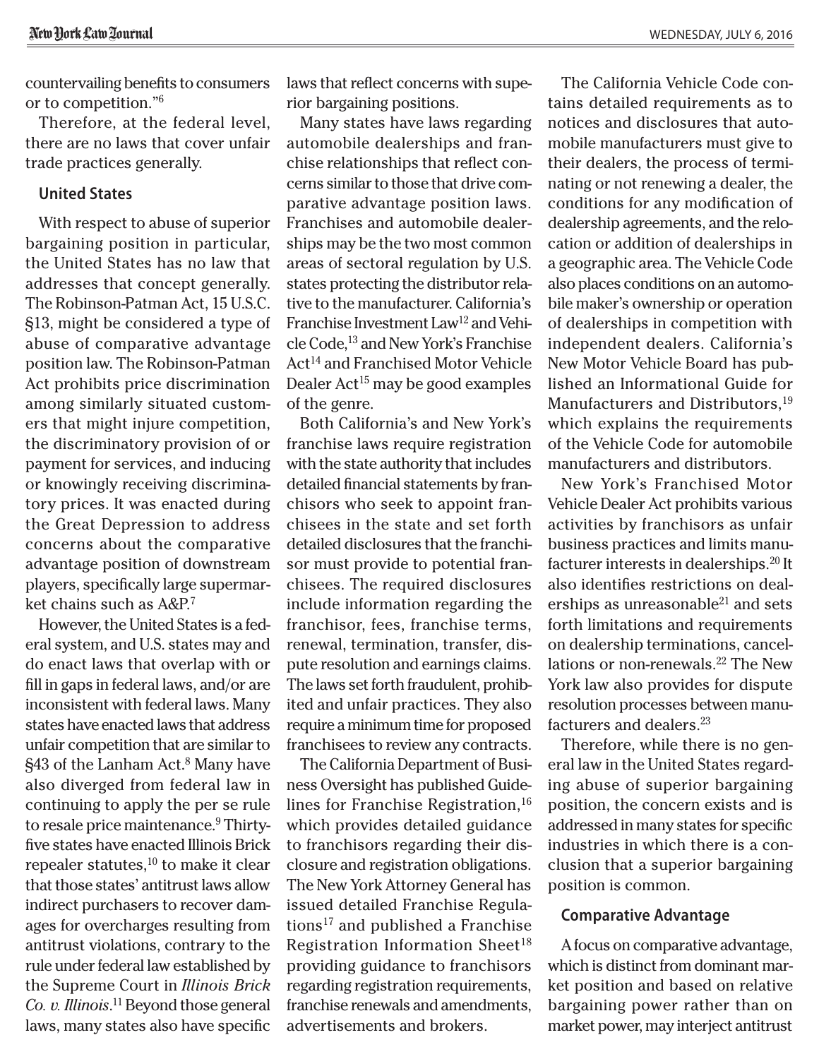countervailing benefits to consumers or to competition."[6]

Therefore, at the federal level, there are no laws that cover unfair trade practices generally.

### United States

With respect to abuse of superior bargaining position in particular, the United States has no law that addresses that concept generally. The Robinson-Patman Act, 15 U.S.C. §13, might be considered a type of abuse of comparative advantage position law. The Robinson-Patman Act prohibits price discrimination among similarly situated customers that might injure competition, the discriminatory provision of or payment for services, and inducing or knowingly receiving discriminatory prices. It was enacted during the Great Depression to address concerns about the comparative advantage position of downstream players, specifically large supermarket chains such as A&P.[7]

However, the United States is a federal system, and U.S. states may and do enact laws that overlap with or fill in gaps in federal laws, and/or are inconsistent with federal laws. Many states have enacted laws that address unfair competition that are similar to §43 of the Lanham Act.[8] Many have also diverged from federal law in continuing to apply the per se rule to resale price maintenance.[9] Thirty-five states have enacted Illinois Brick repealer statutes,[10] to make it clear that those states' antitrust laws allow indirect purchasers to recover damages for overcharges resulting from antitrust violations, contrary to the rule under federal law established by the Supreme Court in *Illinois Brick Co. v. Illinois*.[11] Beyond those general laws, many states also have specific laws that reflect concerns with superior bargaining positions.

Many states have laws regarding automobile dealerships and franchise relationships that reflect concerns similar to those that drive comparative advantage position laws. Franchises and automobile dealerships may be the two most common areas of sectoral regulation by U.S. states protecting the distributor relative to the manufacturer. California's Franchise Investment Law[12] and Vehicle Code,[13] and New York's Franchise Act[14] and Franchised Motor Vehicle Dealer Act[15] may be good examples of the genre.

Both California's and New York's franchise laws require registration with the state authority that includes detailed financial statements by franchisors who seek to appoint franchisees in the state and set forth detailed disclosures that the franchisor must provide to potential franchisees. The required disclosures include information regarding the franchisor, fees, franchise terms, renewal, termination, transfer, dispute resolution and earnings claims. The laws set forth fraudulent, prohibited and unfair practices. They also require a minimum time for proposed franchisees to review any contracts.

The California Department of Business Oversight has published Guidelines for Franchise Registration,[16] which provides detailed guidance to franchisors regarding their disclosure and registration obligations. The New York Attorney General has issued detailed Franchise Regulations[17] and published a Franchise Registration Information Sheet[18] providing guidance to franchisors regarding registration requirements, franchise renewals and amendments, advertisements and brokers.

The California Vehicle Code contains detailed requirements as to notices and disclosures that automobile manufacturers must give to their dealers, the process of terminating or not renewing a dealer, the conditions for any modification of dealership agreements, and the relocation or addition of dealerships in a geographic area. The Vehicle Code also places conditions on an automobile maker's ownership or operation of dealerships in competition with independent dealers. California's New Motor Vehicle Board has published an Informational Guide for Manufacturers and Distributors,[19] which explains the requirements of the Vehicle Code for automobile manufacturers and distributors.

New York's Franchised Motor Vehicle Dealer Act prohibits various activities by franchisors as unfair business practices and limits manufacturer interests in dealerships.[20] It also identifies restrictions on dealerships as unreasonable[21] and sets forth limitations and requirements on dealership terminations, cancellations or non-renewals.[22] The New York law also provides for dispute resolution processes between manufacturers and dealers.[23]

Therefore, while there is no general law in the United States regarding abuse of superior bargaining position, the concern exists and is addressed in many states for specific industries in which there is a conclusion that a superior bargaining position is common.

### Comparative Advantage

A focus on comparative advantage, which is distinct from dominant market position and based on relative bargaining power rather than on market power, may interject antitrust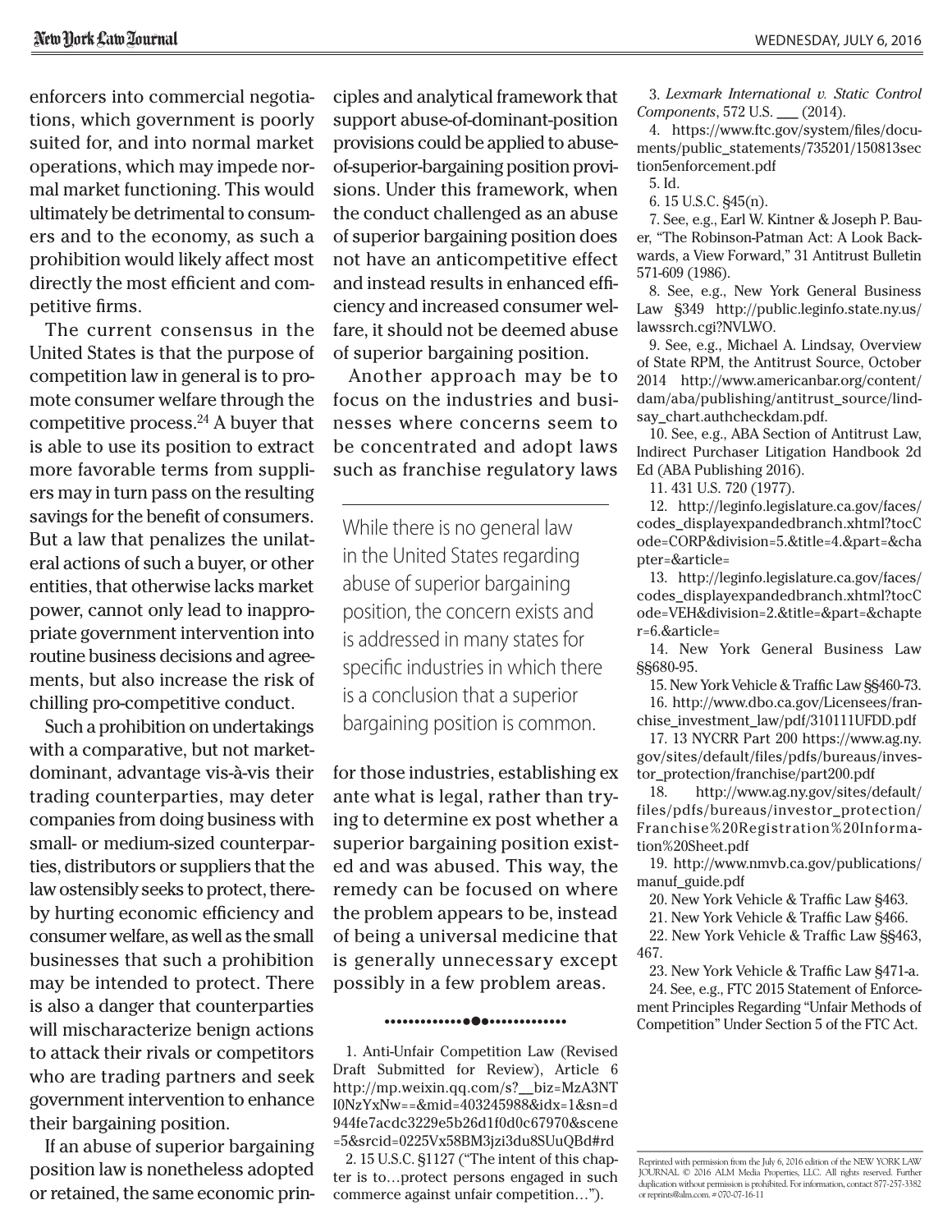enforcers into commercial negotiations, which government is poorly suited for, and into normal market operations, which may impede normal market functioning. This would ultimately be detrimental to consumers and to the economy, as such a prohibition would likely affect most directly the most efficient and competitive firms.

The current consensus in the United States is that the purpose of competition law in general is to promote consumer welfare through the competitive process.[24] A buyer that is able to use its position to extract more favorable terms from suppliers may in turn pass on the resulting savings for the benefit of consumers. But a law that penalizes the unilateral actions of such a buyer, or other entities, that otherwise lacks market power, cannot only lead to inappropriate government intervention into routine business decisions and agreements, but also increase the risk of chilling pro-competitive conduct.

Such a prohibition on undertakings with a comparative, but not market-dominant, advantage vis-à-vis their trading counterparties, may deter companies from doing business with small- or medium-sized counterparties, distributors or suppliers that the law ostensibly seeks to protect, thereby hurting economic efficiency and consumer welfare, as well as the small businesses that such a prohibition may be intended to protect. There is also a danger that counterparties will mischaracterize benign actions to attack their rivals or competitors who are trading partners and seek government intervention to enhance their bargaining position.

If an abuse of superior bargaining position law is nonetheless adopted or retained, the same economic principles and analytical framework that support abuse-of-dominant-position provisions could be applied to abuse-of-superior-bargaining position provisions. Under this framework, when the conduct challenged as an abuse of superior bargaining position does not have an anticompetitive effect and instead results in enhanced efficiency and increased consumer welfare, it should not be deemed abuse of superior bargaining position.

Another approach may be to focus on the industries and businesses where concerns seem to be concentrated and adopt laws such as franchise regulatory laws for those industries, establishing ex ante what is legal, rather than trying to determine ex post whether a superior bargaining position existed and was abused. This way, the remedy can be focused on where the problem appears to be, instead of being a universal medicine that is generally unnecessary except possibly in a few problem areas.

> While there is no general law in the United States regarding abuse of superior bargaining position, the concern exists and is addressed in many states for specific industries in which there is a conclusion that a superior bargaining position is common.

---

1. Anti-Unfair Competition Law (Revised Draft Submitted for Review), Article 6 http://mp.weixin.qq.com/s?__biz=MzA3NTI0NzYxNw==&mid=403245988&idx=1&sn=d944fe7acdc3229e5b26d1f0d0c67970&scene=5&srcid=0225Vx58BM3jzi3du8SUuQBd#rd

2. 15 U.S.C. §1127 ("The intent of this chapter is to…protect persons engaged in such commerce against unfair competition…").

3. *Lexmark International v. Static Control Components*, 572 U.S. ___ (2014).

4. https://www.ftc.gov/system/files/documents/public_statements/735201/150813section5enforcement.pdf

5. Id.

6. 15 U.S.C. §45(n).

7. See, e.g., Earl W. Kintner & Joseph P. Bauer, "The Robinson-Patman Act: A Look Backwards, a View Forward," 31 Antitrust Bulletin 571-609 (1986).

8. See, e.g., New York General Business Law §349 http://public.leginfo.state.ny.us/lawssrch.cgi?NVLWO.

9. See, e.g., Michael A. Lindsay, Overview of State RPM, the Antitrust Source, October 2014 http://www.americanbar.org/content/dam/aba/publishing/antitrust_source/lindsay_chart.authcheckdam.pdf.

10. See, e.g., ABA Section of Antitrust Law, Indirect Purchaser Litigation Handbook 2d Ed (ABA Publishing 2016).

11. 431 U.S. 720 (1977).

12. http://leginfo.legislature.ca.gov/faces/codes_displayexpandedbranch.xhtml?tocCode=CORP&division=5.&title=4.&part=&chapter=&article=

13. http://leginfo.legislature.ca.gov/faces/codes_displayexpandedbranch.xhtml?tocCode=VEH&division=2.&title=&part=&chapter=6.&article=

14. New York General Business Law §§680-95.

15. New York Vehicle & Traffic Law §§460-73.

16. http://www.dbo.ca.gov/Licensees/franchise_investment_law/pdf/310111UFDD.pdf

17. 13 NYCRR Part 200 https://www.ag.ny.gov/sites/default/files/pdfs/bureaus/investor_protection/franchise/part200.pdf

18. http://www.ag.ny.gov/sites/default/files/pdfs/bureaus/investor_protection/Franchise%20Registration%20Information%20Sheet.pdf

19. http://www.nmvb.ca.gov/publications/manuf_guide.pdf

20. New York Vehicle & Traffic Law §463.

21. New York Vehicle & Traffic Law §466.

22. New York Vehicle & Traffic Law §§463, 467.

23. New York Vehicle & Traffic Law §471-a.

24. See, e.g., FTC 2015 Statement of Enforcement Principles Regarding "Unfair Methods of Competition" Under Section 5 of the FTC Act.

Reprinted with permission from the July 6, 2016 edition of the NEW YORK LAW JOURNAL © 2016 ALM Media Properties, LLC. All rights reserved. Further duplication without permission is prohibited. For information, contact 877-257-3382 or reprints@alm.com. # 070-07-16-11